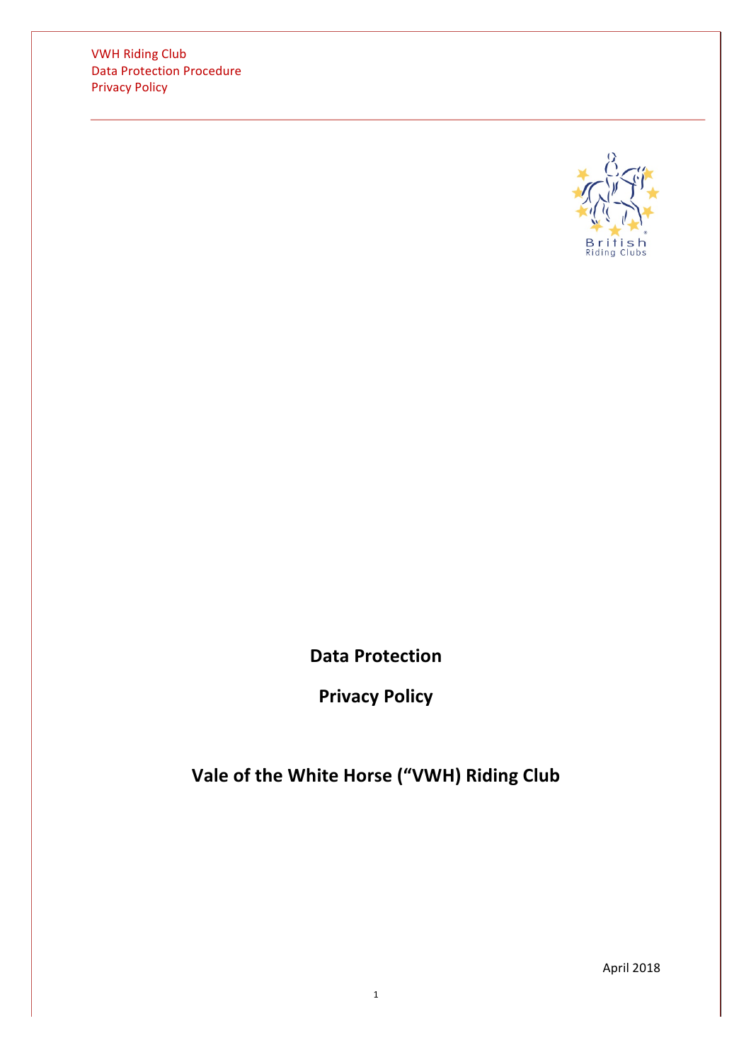# Data Protection

# Privacy Policy

# Vale of the White Horse (“VWH) Riding Club

April 2018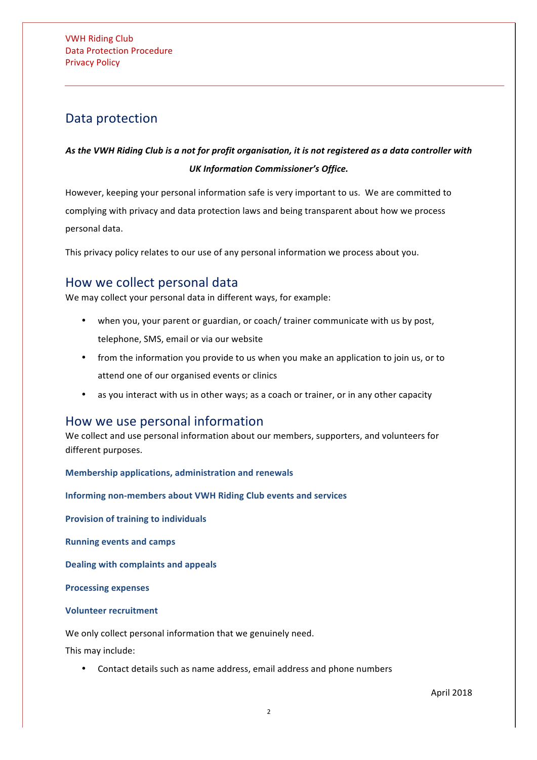## Data protection

***As the VWH Riding Club is a not for profit organisation, it is not registered as a data controller with UK Information Commissioner's Office.***

However, keeping your personal information safe is very important to us. We are committed to complying with privacy and data protection laws and being transparent about how we process personal data.

This privacy policy relates to our use of any personal information we process about you.

## How we collect personal data

We may collect your personal data in different ways, for example:

- when you, your parent or guardian, or coach/ trainer communicate with us by post, telephone, SMS, email or via our website
- from the information you provide to us when you make an application to join us, or to attend one of our organised events or clinics
- as you interact with us in other ways; as a coach or trainer, or in any other capacity

## How we use personal information

We collect and use personal information about our members, supporters, and volunteers for different purposes.

**Membership applications, administration and renewals**

**Informing non-members about VWH Riding Club events and services**

**Provision of training to individuals**

**Running events and camps**

**Dealing with complaints and appeals**

**Processing expenses**

**Volunteer recruitment**

We only collect personal information that we genuinely need.

This may include:

- Contact details such as name address, email address and phone numbers

April 2018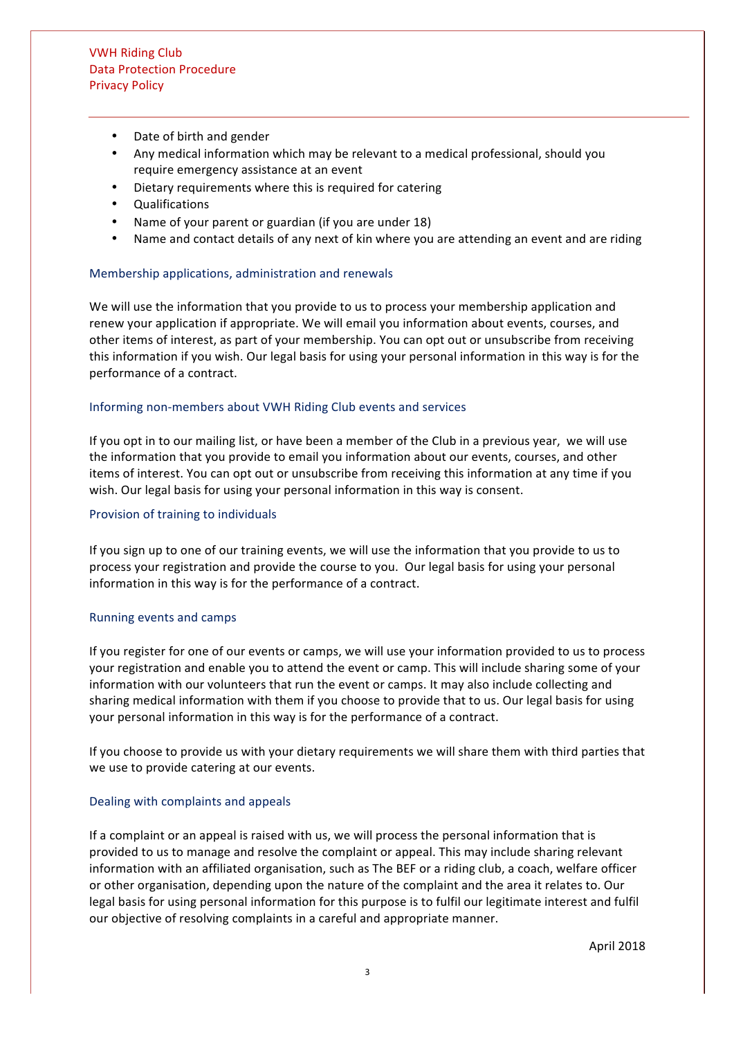- Date of birth and gender
- Any medical information which may be relevant to a medical professional, should you require emergency assistance at an event
- Dietary requirements where this is required for catering
- Qualifications
- Name of your parent or guardian (if you are under 18)
- Name and contact details of any next of kin where you are attending an event and are riding

### Membership applications, administration and renewals

We will use the information that you provide to us to process your membership application and renew your application if appropriate. We will email you information about events, courses, and other items of interest, as part of your membership. You can opt out or unsubscribe from receiving this information if you wish. Our legal basis for using your personal information in this way is for the performance of a contract.

### Informing non-members about VWH Riding Club events and services

If you opt in to our mailing list, or have been a member of the Club in a previous year, we will use the information that you provide to email you information about our events, courses, and other items of interest. You can opt out or unsubscribe from receiving this information at any time if you wish. Our legal basis for using your personal information in this way is consent.

### Provision of training to individuals

If you sign up to one of our training events, we will use the information that you provide to us to process your registration and provide the course to you. Our legal basis for using your personal information in this way is for the performance of a contract.

### Running events and camps

If you register for one of our events or camps, we will use your information provided to us to process your registration and enable you to attend the event or camp. This will include sharing some of your information with our volunteers that run the event or camps. It may also include collecting and sharing medical information with them if you choose to provide that to us. Our legal basis for using your personal information in this way is for the performance of a contract.

If you choose to provide us with your dietary requirements we will share them with third parties that we use to provide catering at our events.

### Dealing with complaints and appeals

If a complaint or an appeal is raised with us, we will process the personal information that is provided to us to manage and resolve the complaint or appeal. This may include sharing relevant information with an affiliated organisation, such as The BEF or a riding club, a coach, welfare officer or other organisation, depending upon the nature of the complaint and the area it relates to. Our legal basis for using personal information for this purpose is to fulfil our legitimate interest and fulfil our objective of resolving complaints in a careful and appropriate manner.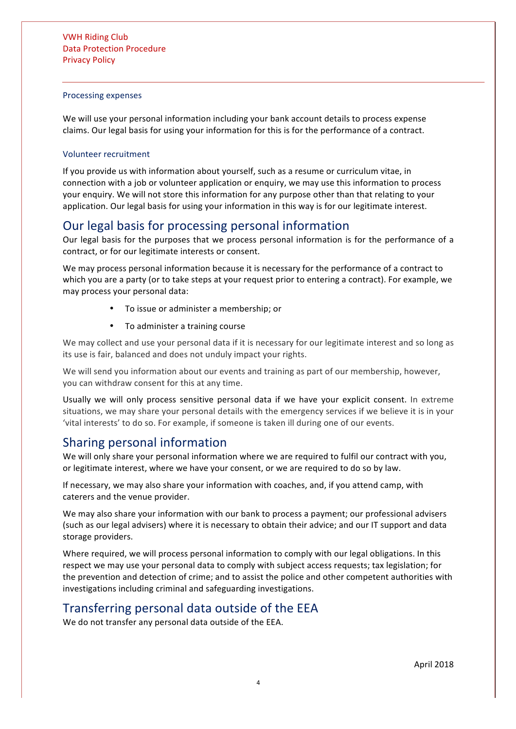### Processing expenses

We will use your personal information including your bank account details to process expense claims. Our legal basis for using your information for this is for the performance of a contract.

### Volunteer recruitment

If you provide us with information about yourself, such as a resume or curriculum vitae, in connection with a job or volunteer application or enquiry, we may use this information to process your enquiry. We will not store this information for any purpose other than that relating to your application. Our legal basis for using your information in this way is for our legitimate interest.

## Our legal basis for processing personal information

Our legal basis for the purposes that we process personal information is for the performance of a contract, or for our legitimate interests or consent.

We may process personal information because it is necessary for the performance of a contract to which you are a party (or to take steps at your request prior to entering a contract). For example, we may process your personal data:

- To issue or administer a membership; or
- To administer a training course

We may collect and use your personal data if it is necessary for our legitimate interest and so long as its use is fair, balanced and does not unduly impact your rights.

We will send you information about our events and training as part of our membership, however, you can withdraw consent for this at any time.

Usually we will only process sensitive personal data if we have your explicit consent. In extreme situations, we may share your personal details with the emergency services if we believe it is in your 'vital interests' to do so. For example, if someone is taken ill during one of our events.

## Sharing personal information

We will only share your personal information where we are required to fulfil our contract with you, or legitimate interest, where we have your consent, or we are required to do so by law.

If necessary, we may also share your information with coaches, and, if you attend camp, with caterers and the venue provider.

We may also share your information with our bank to process a payment; our professional advisers (such as our legal advisers) where it is necessary to obtain their advice; and our IT support and data storage providers.

Where required, we will process personal information to comply with our legal obligations. In this respect we may use your personal data to comply with subject access requests; tax legislation; for the prevention and detection of crime; and to assist the police and other competent authorities with investigations including criminal and safeguarding investigations.

## Transferring personal data outside of the EEA

We do not transfer any personal data outside of the EEA.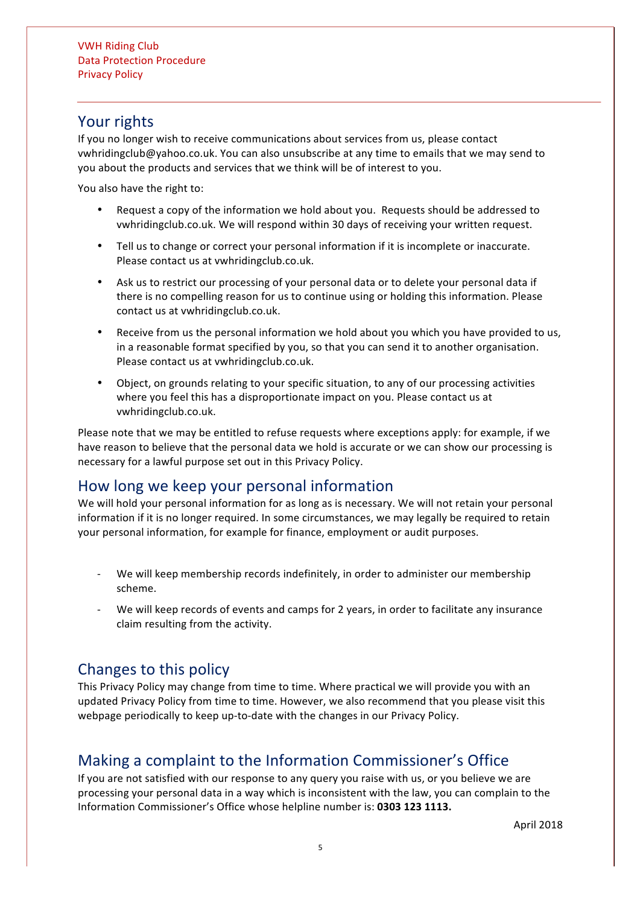## Your rights

If you no longer wish to receive communications about services from us, please contact vwhridingclub@yahoo.co.uk. You can also unsubscribe at any time to emails that we may send to you about the products and services that we think will be of interest to you.

You also have the right to:

- Request a copy of the information we hold about you. Requests should be addressed to vwhridingclub.co.uk. We will respond within 30 days of receiving your written request.
- Tell us to change or correct your personal information if it is incomplete or inaccurate. Please contact us at vwhridingclub.co.uk.
- Ask us to restrict our processing of your personal data or to delete your personal data if there is no compelling reason for us to continue using or holding this information. Please contact us at vwhridingclub.co.uk.
- Receive from us the personal information we hold about you which you have provided to us, in a reasonable format specified by you, so that you can send it to another organisation. Please contact us at vwhridingclub.co.uk.
- Object, on grounds relating to your specific situation, to any of our processing activities where you feel this has a disproportionate impact on you. Please contact us at vwhridingclub.co.uk.

Please note that we may be entitled to refuse requests where exceptions apply: for example, if we have reason to believe that the personal data we hold is accurate or we can show our processing is necessary for a lawful purpose set out in this Privacy Policy.

## How long we keep your personal information

We will hold your personal information for as long as is necessary. We will not retain your personal information if it is no longer required. In some circumstances, we may legally be required to retain your personal information, for example for finance, employment or audit purposes.

- We will keep membership records indefinitely, in order to administer our membership scheme.
- We will keep records of events and camps for 2 years, in order to facilitate any insurance claim resulting from the activity.

## Changes to this policy

This Privacy Policy may change from time to time. Where practical we will provide you with an updated Privacy Policy from time to time. However, we also recommend that you please visit this webpage periodically to keep up-to-date with the changes in our Privacy Policy.

## Making a complaint to the Information Commissioner's Office

If you are not satisfied with our response to any query you raise with us, or you believe we are processing your personal data in a way which is inconsistent with the law, you can complain to the Information Commissioner's Office whose helpline number is: **0303 123 1113.**

April 2018